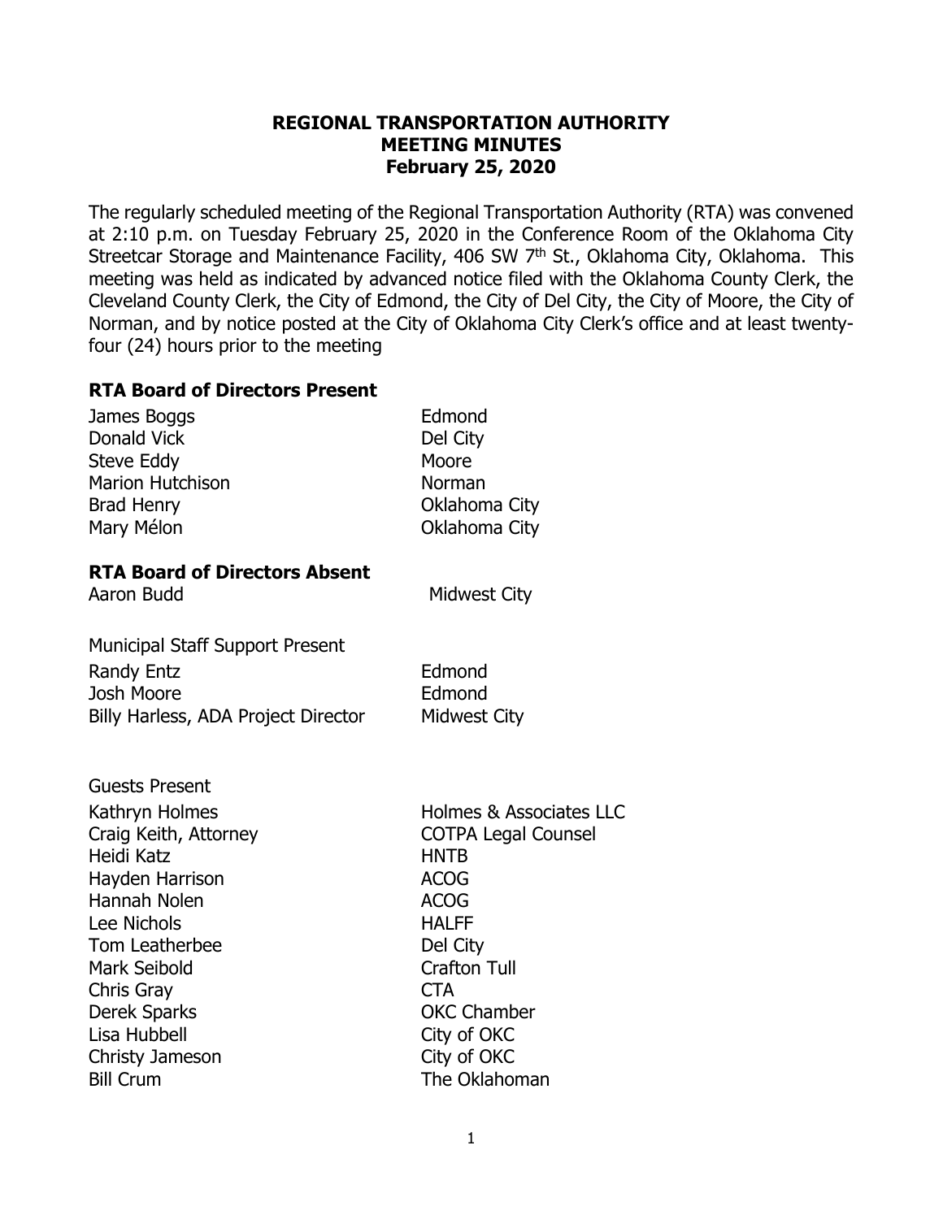# REGIONAL TRANSPORTATION AUTHORITY
## MEETING MINUTES
### February 25, 2020

The regularly scheduled meeting of the Regional Transportation Authority (RTA) was convened at 2:10 p.m. on Tuesday February 25, 2020 in the Conference Room of the Oklahoma City Streetcar Storage and Maintenance Facility, 406 SW 7th St., Oklahoma City, Oklahoma. This meeting was held as indicated by advanced notice filed with the Oklahoma County Clerk, the Cleveland County Clerk, the City of Edmond, the City of Del City, the City of Moore, the City of Norman, and by notice posted at the City of Oklahoma City Clerk's office and at least twenty-four (24) hours prior to the meeting

**RTA Board of Directors Present**

| | |
|---|---|
| James Boggs | Edmond |
| Donald Vick | Del City |
| Steve Eddy | Moore |
| Marion Hutchison | Norman |
| Brad Henry | Oklahoma City |
| Mary Mélon | Oklahoma City |

**RTA Board of Directors Absent**

| | |
|---|---|
| Aaron Budd | Midwest City |

Municipal Staff Support Present

| | |
|---|---|
| Randy Entz | Edmond |
| Josh Moore | Edmond |
| Billy Harless, ADA Project Director | Midwest City |

Guests Present

| | |
|---|---|
| Kathryn Holmes | Holmes & Associates LLC |
| Craig Keith, Attorney | COTPA Legal Counsel |
| Heidi Katz | HNTB |
| Hayden Harrison | ACOG |
| Hannah Nolen | ACOG |
| Lee Nichols | HALFF |
| Tom Leatherbee | Del City |
| Mark Seibold | Crafton Tull |
| Chris Gray | CTA |
| Derek Sparks | OKC Chamber |
| Lisa Hubbell | City of OKC |
| Christy Jameson | City of OKC |
| Bill Crum | The Oklahoman |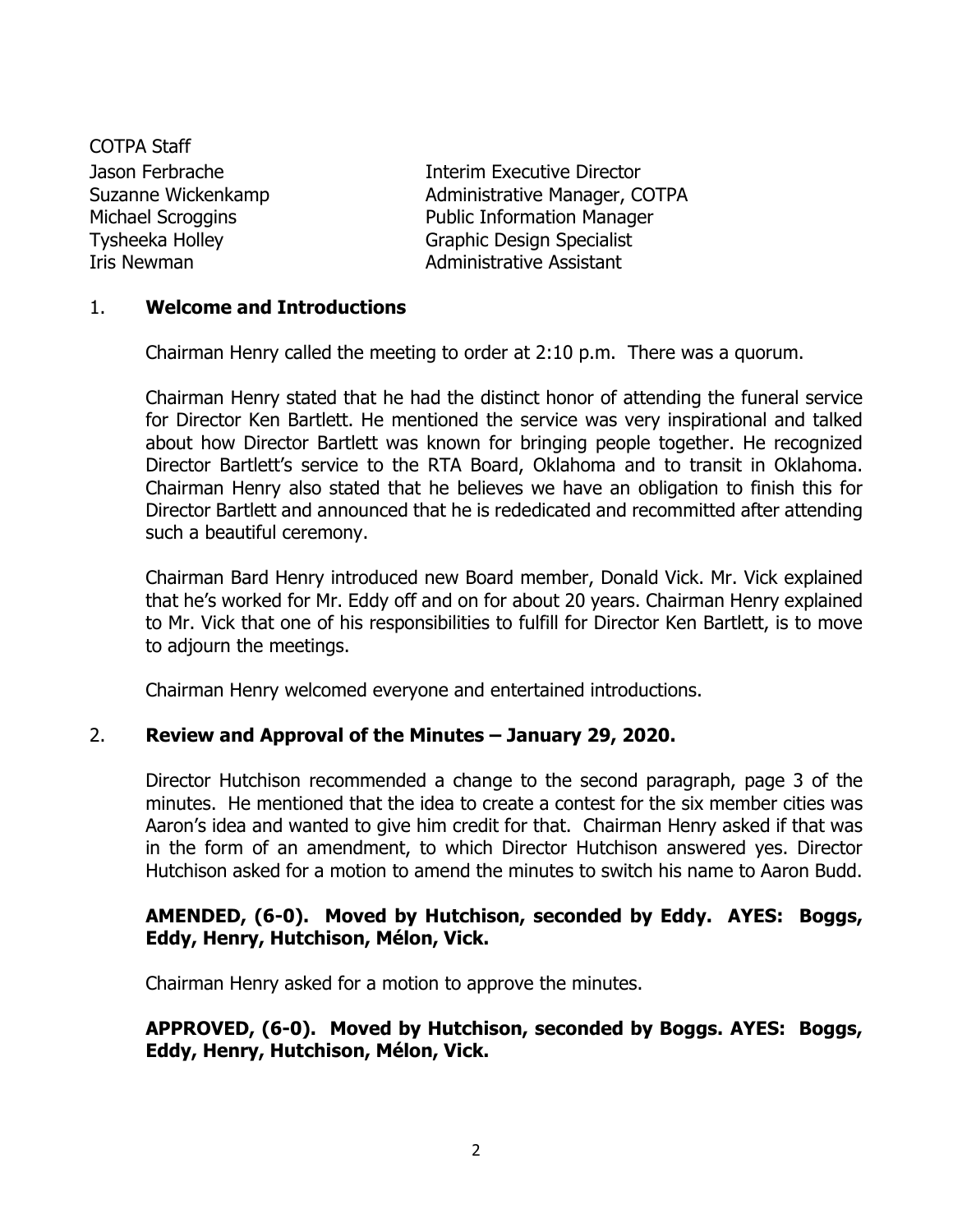COTPA Staff

| | |
|---|---|
| Jason Ferbrache | Interim Executive Director |
| Suzanne Wickenkamp | Administrative Manager, COTPA |
| Michael Scroggins | Public Information Manager |
| Tysheeka Holley | Graphic Design Specialist |
| Iris Newman | Administrative Assistant |

1. **Welcome and Introductions**

Chairman Henry called the meeting to order at 2:10 p.m. There was a quorum.

Chairman Henry stated that he had the distinct honor of attending the funeral service for Director Ken Bartlett. He mentioned the service was very inspirational and talked about how Director Bartlett was known for bringing people together. He recognized Director Bartlett's service to the RTA Board, Oklahoma and to transit in Oklahoma. Chairman Henry also stated that he believes we have an obligation to finish this for Director Bartlett and announced that he is rededicated and recommitted after attending such a beautiful ceremony.

Chairman Bard Henry introduced new Board member, Donald Vick. Mr. Vick explained that he's worked for Mr. Eddy off and on for about 20 years. Chairman Henry explained to Mr. Vick that one of his responsibilities to fulfill for Director Ken Bartlett, is to move to adjourn the meetings.

Chairman Henry welcomed everyone and entertained introductions.

2. **Review and Approval of the Minutes – January 29, 2020.**

Director Hutchison recommended a change to the second paragraph, page 3 of the minutes. He mentioned that the idea to create a contest for the six member cities was Aaron's idea and wanted to give him credit for that. Chairman Henry asked if that was in the form of an amendment, to which Director Hutchison answered yes. Director Hutchison asked for a motion to amend the minutes to switch his name to Aaron Budd.

**AMENDED, (6-0). Moved by Hutchison, seconded by Eddy. AYES: Boggs, Eddy, Henry, Hutchison, Mélon, Vick.**

Chairman Henry asked for a motion to approve the minutes.

**APPROVED, (6-0). Moved by Hutchison, seconded by Boggs. AYES: Boggs, Eddy, Henry, Hutchison, Mélon, Vick.**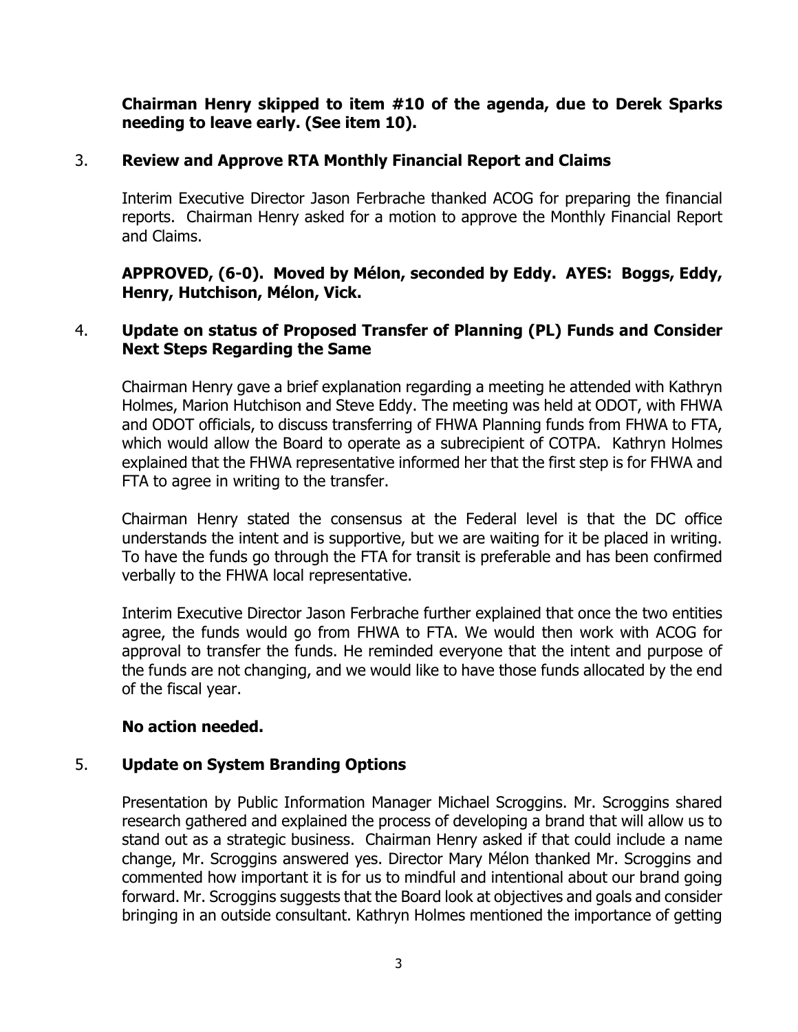**Chairman Henry skipped to item #10 of the agenda, due to Derek Sparks needing to leave early. (See item 10).**

3. **Review and Approve RTA Monthly Financial Report and Claims**

   Interim Executive Director Jason Ferbrache thanked ACOG for preparing the financial reports. Chairman Henry asked for a motion to approve the Monthly Financial Report and Claims.

   **APPROVED, (6-0). Moved by Mélon, seconded by Eddy. AYES: Boggs, Eddy, Henry, Hutchison, Mélon, Vick.**

4. **Update on status of Proposed Transfer of Planning (PL) Funds and Consider Next Steps Regarding the Same**

   Chairman Henry gave a brief explanation regarding a meeting he attended with Kathryn Holmes, Marion Hutchison and Steve Eddy. The meeting was held at ODOT, with FHWA and ODOT officials, to discuss transferring of FHWA Planning funds from FHWA to FTA, which would allow the Board to operate as a subrecipient of COTPA. Kathryn Holmes explained that the FHWA representative informed her that the first step is for FHWA and FTA to agree in writing to the transfer.

   Chairman Henry stated the consensus at the Federal level is that the DC office understands the intent and is supportive, but we are waiting for it be placed in writing. To have the funds go through the FTA for transit is preferable and has been confirmed verbally to the FHWA local representative.

   Interim Executive Director Jason Ferbrache further explained that once the two entities agree, the funds would go from FHWA to FTA. We would then work with ACOG for approval to transfer the funds. He reminded everyone that the intent and purpose of the funds are not changing, and we would like to have those funds allocated by the end of the fiscal year.

   **No action needed.**

5. **Update on System Branding Options**

   Presentation by Public Information Manager Michael Scroggins. Mr. Scroggins shared research gathered and explained the process of developing a brand that will allow us to stand out as a strategic business. Chairman Henry asked if that could include a name change, Mr. Scroggins answered yes. Director Mary Mélon thanked Mr. Scroggins and commented how important it is for us to mindful and intentional about our brand going forward. Mr. Scroggins suggests that the Board look at objectives and goals and consider bringing in an outside consultant. Kathryn Holmes mentioned the importance of getting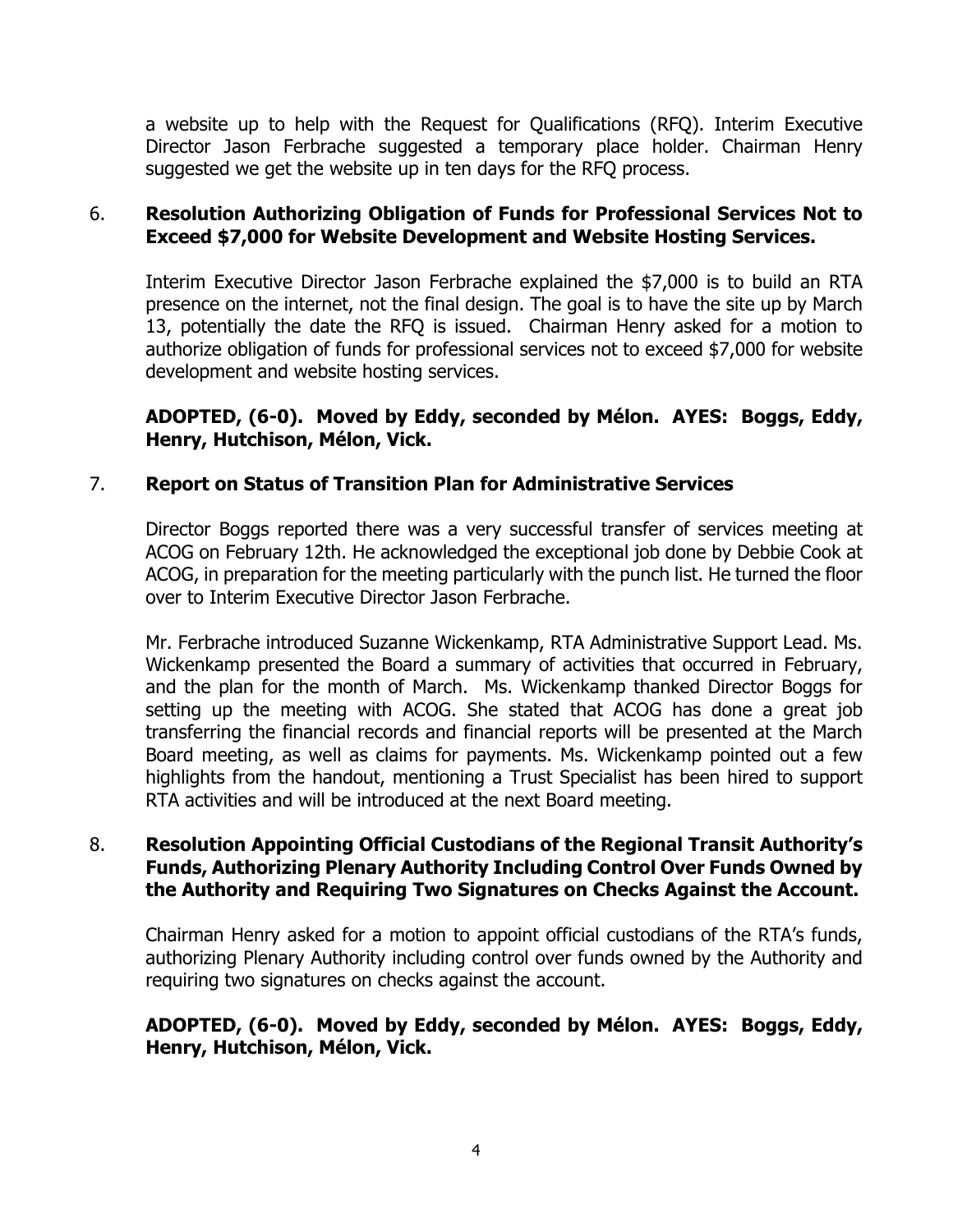a website up to help with the Request for Qualifications (RFQ). Interim Executive Director Jason Ferbrache suggested a temporary place holder. Chairman Henry suggested we get the website up in ten days for the RFQ process.

6. **Resolution Authorizing Obligation of Funds for Professional Services Not to Exceed $7,000 for Website Development and Website Hosting Services.**

   Interim Executive Director Jason Ferbrache explained the $7,000 is to build an RTA presence on the internet, not the final design. The goal is to have the site up by March 13, potentially the date the RFQ is issued. Chairman Henry asked for a motion to authorize obligation of funds for professional services not to exceed $7,000 for website development and website hosting services.

   **ADOPTED, (6-0). Moved by Eddy, seconded by Mélon. AYES: Boggs, Eddy, Henry, Hutchison, Mélon, Vick.**

7. **Report on Status of Transition Plan for Administrative Services**

   Director Boggs reported there was a very successful transfer of services meeting at ACOG on February 12th. He acknowledged the exceptional job done by Debbie Cook at ACOG, in preparation for the meeting particularly with the punch list. He turned the floor over to Interim Executive Director Jason Ferbrache.

   Mr. Ferbrache introduced Suzanne Wickenkamp, RTA Administrative Support Lead. Ms. Wickenkamp presented the Board a summary of activities that occurred in February, and the plan for the month of March. Ms. Wickenkamp thanked Director Boggs for setting up the meeting with ACOG. She stated that ACOG has done a great job transferring the financial records and financial reports will be presented at the March Board meeting, as well as claims for payments. Ms. Wickenkamp pointed out a few highlights from the handout, mentioning a Trust Specialist has been hired to support RTA activities and will be introduced at the next Board meeting.

8. **Resolution Appointing Official Custodians of the Regional Transit Authority's Funds, Authorizing Plenary Authority Including Control Over Funds Owned by the Authority and Requiring Two Signatures on Checks Against the Account.**

   Chairman Henry asked for a motion to appoint official custodians of the RTA's funds, authorizing Plenary Authority including control over funds owned by the Authority and requiring two signatures on checks against the account.

   **ADOPTED, (6-0). Moved by Eddy, seconded by Mélon. AYES: Boggs, Eddy, Henry, Hutchison, Mélon, Vick.**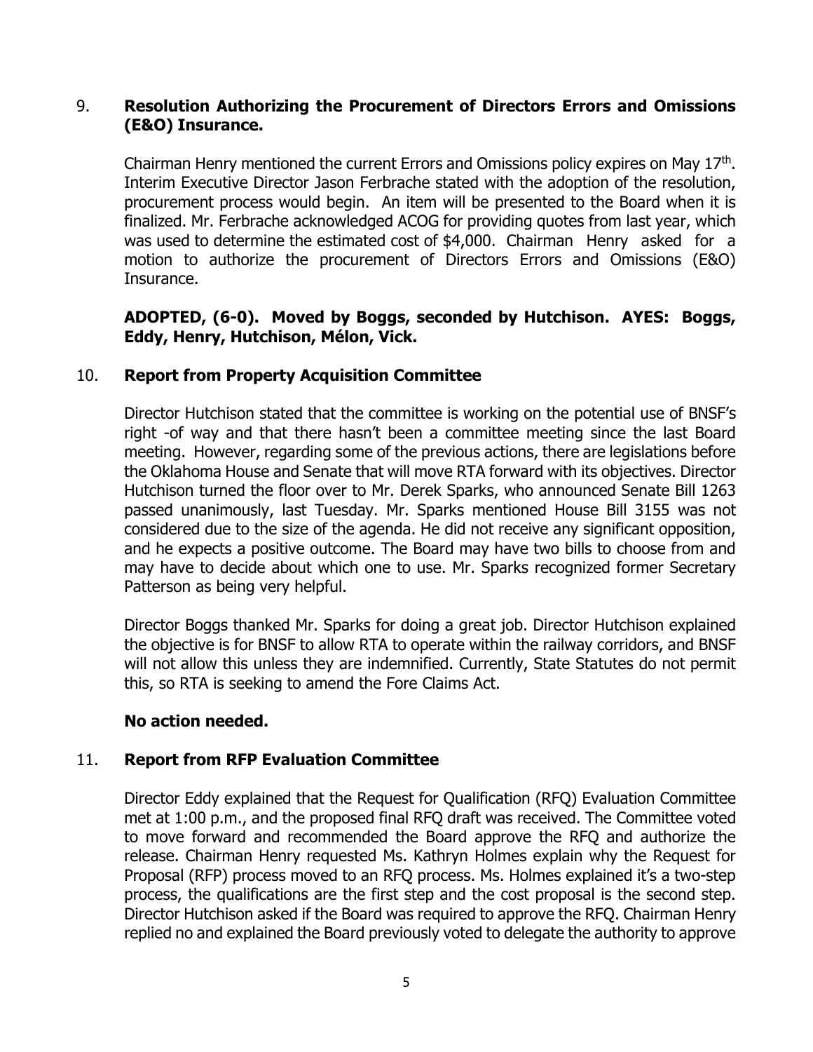9. **Resolution Authorizing the Procurement of Directors Errors and Omissions (E&O) Insurance.**

Chairman Henry mentioned the current Errors and Omissions policy expires on May 17th. Interim Executive Director Jason Ferbrache stated with the adoption of the resolution, procurement process would begin. An item will be presented to the Board when it is finalized. Mr. Ferbrache acknowledged ACOG for providing quotes from last year, which was used to determine the estimated cost of $4,000. Chairman Henry asked for a motion to authorize the procurement of Directors Errors and Omissions (E&O) Insurance.

**ADOPTED, (6-0). Moved by Boggs, seconded by Hutchison. AYES: Boggs, Eddy, Henry, Hutchison, Mélon, Vick.**

10. **Report from Property Acquisition Committee**

Director Hutchison stated that the committee is working on the potential use of BNSF's right -of way and that there hasn't been a committee meeting since the last Board meeting. However, regarding some of the previous actions, there are legislations before the Oklahoma House and Senate that will move RTA forward with its objectives. Director Hutchison turned the floor over to Mr. Derek Sparks, who announced Senate Bill 1263 passed unanimously, last Tuesday. Mr. Sparks mentioned House Bill 3155 was not considered due to the size of the agenda. He did not receive any significant opposition, and he expects a positive outcome. The Board may have two bills to choose from and may have to decide about which one to use. Mr. Sparks recognized former Secretary Patterson as being very helpful.

Director Boggs thanked Mr. Sparks for doing a great job. Director Hutchison explained the objective is for BNSF to allow RTA to operate within the railway corridors, and BNSF will not allow this unless they are indemnified. Currently, State Statutes do not permit this, so RTA is seeking to amend the Fore Claims Act.

**No action needed.**

11. **Report from RFP Evaluation Committee**

Director Eddy explained that the Request for Qualification (RFQ) Evaluation Committee met at 1:00 p.m., and the proposed final RFQ draft was received. The Committee voted to move forward and recommended the Board approve the RFQ and authorize the release. Chairman Henry requested Ms. Kathryn Holmes explain why the Request for Proposal (RFP) process moved to an RFQ process. Ms. Holmes explained it's a two-step process, the qualifications are the first step and the cost proposal is the second step. Director Hutchison asked if the Board was required to approve the RFQ. Chairman Henry replied no and explained the Board previously voted to delegate the authority to approve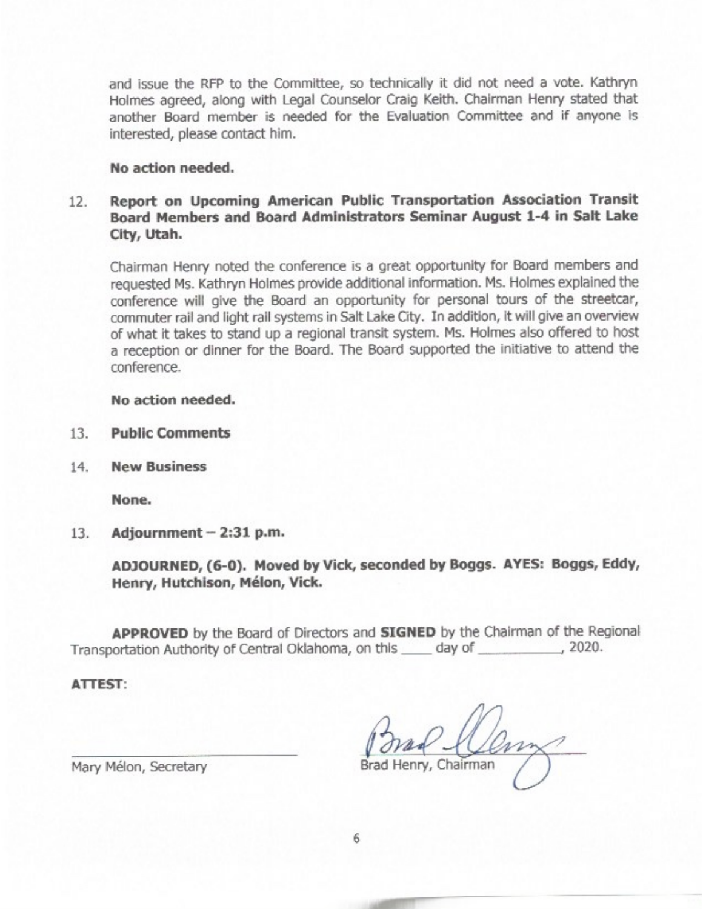and issue the RFP to the Committee, so technically it did not need a vote. Kathryn Holmes agreed, along with Legal Counselor Craig Keith. Chairman Henry stated that another Board member is needed for the Evaluation Committee and if anyone is interested, please contact him.

**No action needed.**

12. **Report on Upcoming American Public Transportation Association Transit Board Members and Board Administrators Seminar August 1-4 in Salt Lake City, Utah.**

    Chairman Henry noted the conference is a great opportunity for Board members and requested Ms. Kathryn Holmes provide additional information. Ms. Holmes explained the conference will give the Board an opportunity for personal tours of the streetcar, commuter rail and light rail systems in Salt Lake City. In addition, it will give an overview of what it takes to stand up a regional transit system. Ms. Holmes also offered to host a reception or dinner for the Board. The Board supported the initiative to attend the conference.

    **No action needed.**

13. **Public Comments**

14. **New Business**

    **None.**

13. **Adjournment – 2:31 p.m.**

    **ADJOURNED, (6-0). Moved by Vick, seconded by Boggs. AYES: Boggs, Eddy, Henry, Hutchison, Mélon, Vick.**

**APPROVED** by the Board of Directors and **SIGNED** by the Chairman of the Regional Transportation Authority of Central Oklahoma, on this ____ day of __________, 2020.

**ATTEST**:

Mary Mélon, Secretary

Brad Henry, Chairman